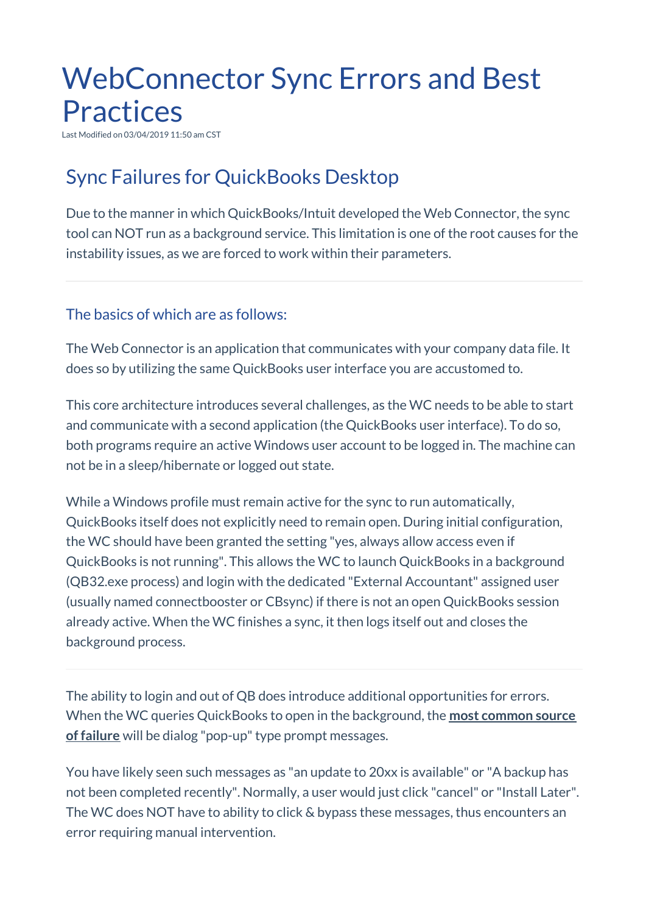# WebConnector Sync Errors and Best Practices

Last Modified on 03/04/2019 11:50 am CST

## Sync Failures for QuickBooks Desktop

Due to the manner in which QuickBooks/Intuit developed the Web Connector, the sync tool can NOT run as a background service. This limitation is one of the root causes for the instability issues, as we are forced to work within their parameters.

---

### The basics of which are as follows:

The Web Connector is an application that communicates with your company data file. It does so by utilizing the same QuickBooks user interface you are accustomed to.

This core architecture introduces several challenges, as the WC needs to be able to start and communicate with a second application (the QuickBooks user interface). To do so, both programs require an active Windows user account to be logged in. The machine can not be in a sleep/hibernate or logged out state.

While a Windows profile must remain active for the sync to run automatically, QuickBooks itself does not explicitly need to remain open. During initial configuration, the WC should have been granted the setting "yes, always allow access even if QuickBooks is not running". This allows the WC to launch QuickBooks in a background (QB32.exe process) and login with the dedicated "External Accountant" assigned user (usually named connectbooster or CBsync) if there is not an open QuickBooks session already active. When the WC finishes a sync, it then logs itself out and closes the background process.

---

The ability to login and out of QB does introduce additional opportunities for errors. When the WC queries QuickBooks to open in the background, the **most common source of failure** will be dialog "pop-up" type prompt messages.

You have likely seen such messages as "an update to 20xx is available" or "A backup has not been completed recently". Normally, a user would just click "cancel" or "Install Later". The WC does NOT have to ability to click & bypass these messages, thus encounters an error requiring manual intervention.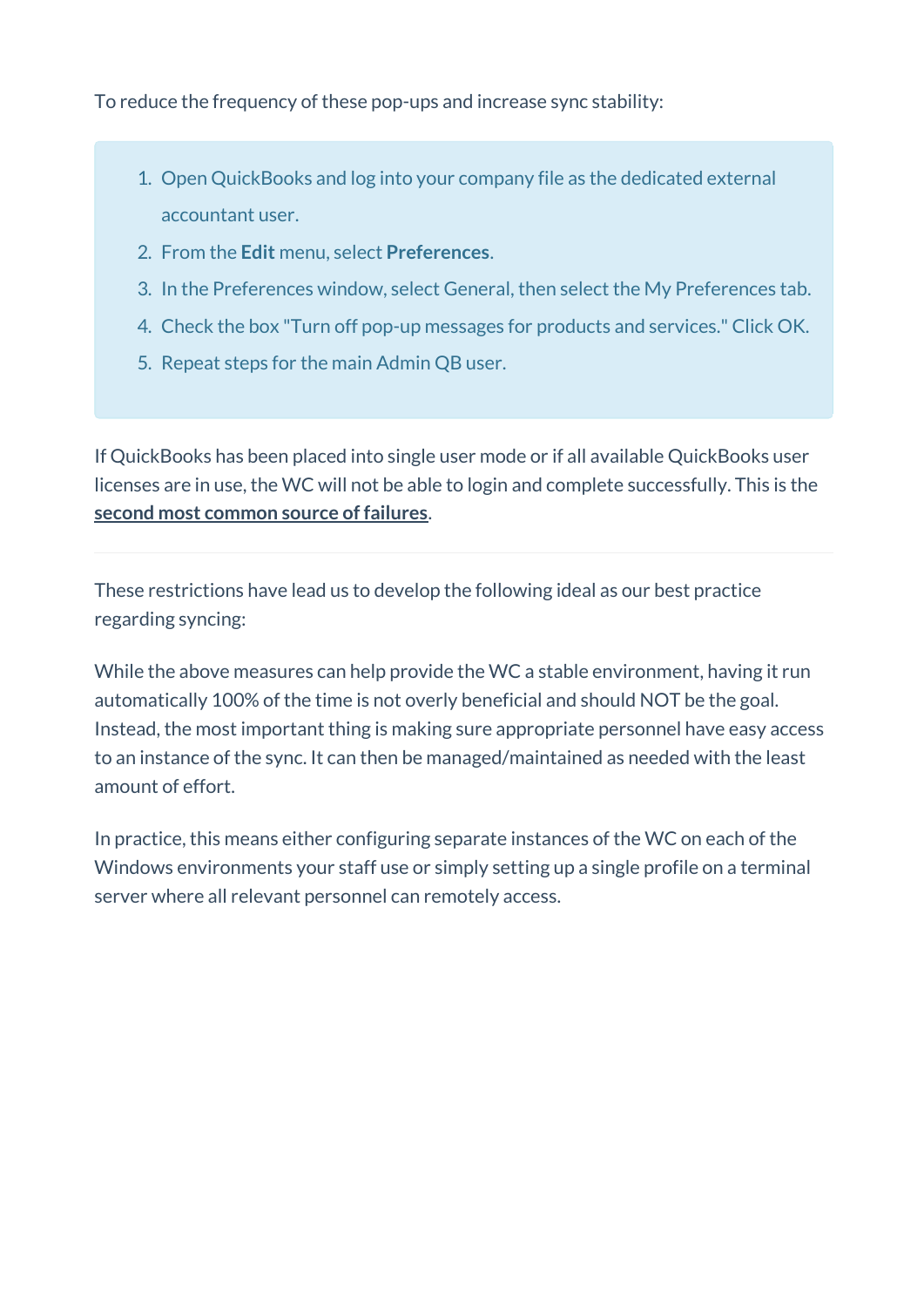To reduce the frequency of these pop-ups and increase sync stability:

1. Open QuickBooks and log into your company file as the dedicated external accountant user.
2. From the **Edit** menu, select **Preferences**.
3. In the Preferences window, select General, then select the My Preferences tab.
4. Check the box "Turn off pop-up messages for products and services." Click OK.
5. Repeat steps for the main Admin QB user.

If QuickBooks has been placed into single user mode or if all available QuickBooks user licenses are in use, the WC will not be able to login and complete successfully. This is the **second most common source of failures**.

---

These restrictions have lead us to develop the following ideal as our best practice regarding syncing:

While the above measures can help provide the WC a stable environment, having it run automatically 100% of the time is not overly beneficial and should NOT be the goal. Instead, the most important thing is making sure appropriate personnel have easy access to an instance of the sync. It can then be managed/maintained as needed with the least amount of effort.

In practice, this means either configuring separate instances of the WC on each of the Windows environments your staff use or simply setting up a single profile on a terminal server where all relevant personnel can remotely access.